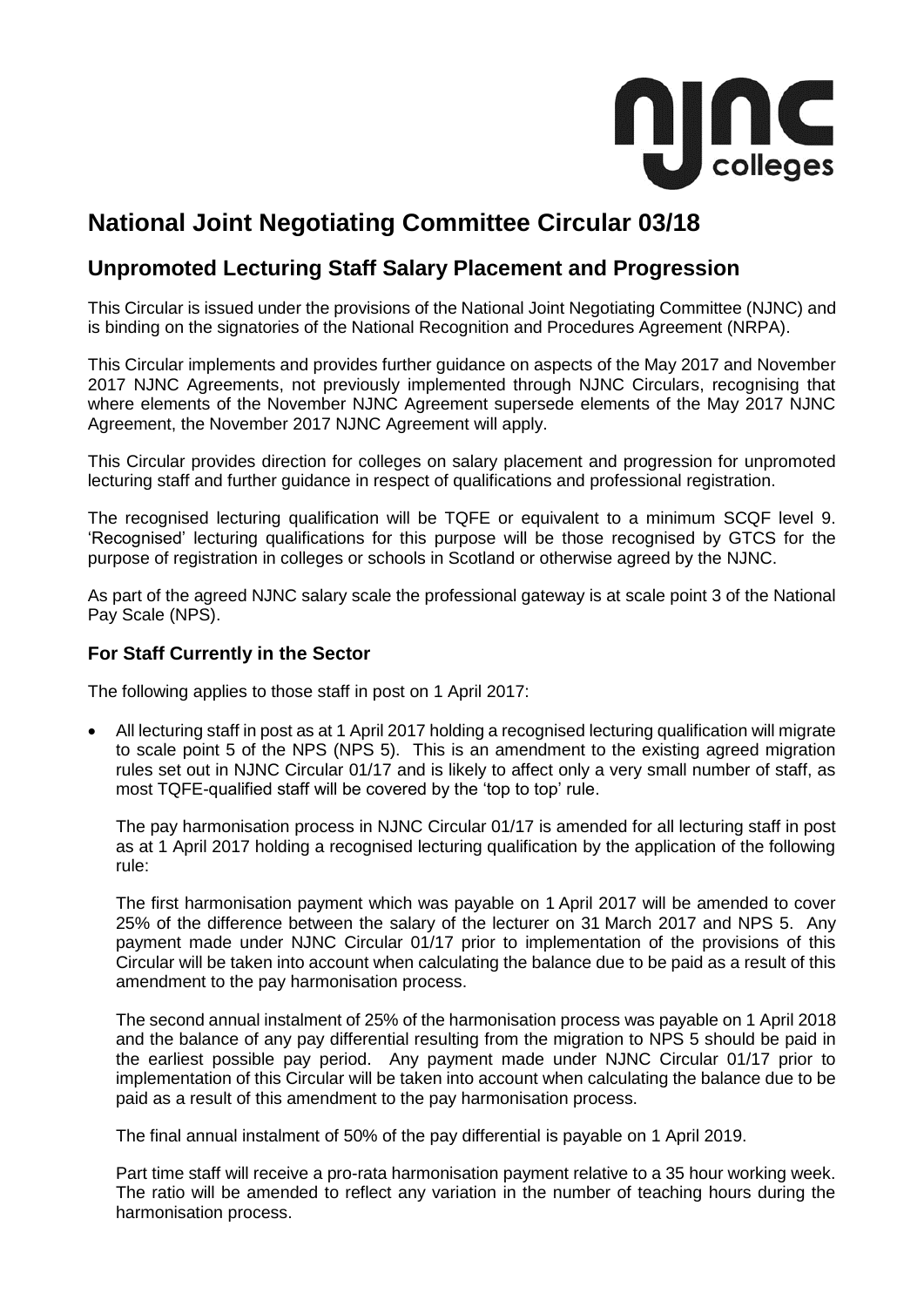# National Joint Negotiating Committee Circular 03/18

## Unpromoted Lecturing Staff Salary Placement and Progression

This Circular is issued under the provisions of the National Joint Negotiating Committee (NJNC) and is binding on the signatories of the National Recognition and Procedures Agreement (NRPA).

This Circular implements and provides further guidance on aspects of the May 2017 and November 2017 NJNC Agreements, not previously implemented through NJNC Circulars, recognising that where elements of the November NJNC Agreement supersede elements of the May 2017 NJNC Agreement, the November 2017 NJNC Agreement will apply.

This Circular provides direction for colleges on salary placement and progression for unpromoted lecturing staff and further guidance in respect of qualifications and professional registration.

The recognised lecturing qualification will be TQFE or equivalent to a minimum SCQF level 9. 'Recognised' lecturing qualifications for this purpose will be those recognised by GTCS for the purpose of registration in colleges or schools in Scotland or otherwise agreed by the NJNC.

As part of the agreed NJNC salary scale the professional gateway is at scale point 3 of the National Pay Scale (NPS).

### For Staff Currently in the Sector

The following applies to those staff in post on 1 April 2017:

- All lecturing staff in post as at 1 April 2017 holding a recognised lecturing qualification will migrate to scale point 5 of the NPS (NPS 5). This is an amendment to the existing agreed migration rules set out in NJNC Circular 01/17 and is likely to affect only a very small number of staff, as most TQFE-qualified staff will be covered by the 'top to top' rule.

  The pay harmonisation process in NJNC Circular 01/17 is amended for all lecturing staff in post as at 1 April 2017 holding a recognised lecturing qualification by the application of the following rule:

  The first harmonisation payment which was payable on 1 April 2017 will be amended to cover 25% of the difference between the salary of the lecturer on 31 March 2017 and NPS 5. Any payment made under NJNC Circular 01/17 prior to implementation of the provisions of this Circular will be taken into account when calculating the balance due to be paid as a result of this amendment to the pay harmonisation process.

  The second annual instalment of 25% of the harmonisation process was payable on 1 April 2018 and the balance of any pay differential resulting from the migration to NPS 5 should be paid in the earliest possible pay period. Any payment made under NJNC Circular 01/17 prior to implementation of this Circular will be taken into account when calculating the balance due to be paid as a result of this amendment to the pay harmonisation process.

  The final annual instalment of 50% of the pay differential is payable on 1 April 2019.

  Part time staff will receive a pro-rata harmonisation payment relative to a 35 hour working week. The ratio will be amended to reflect any variation in the number of teaching hours during the harmonisation process.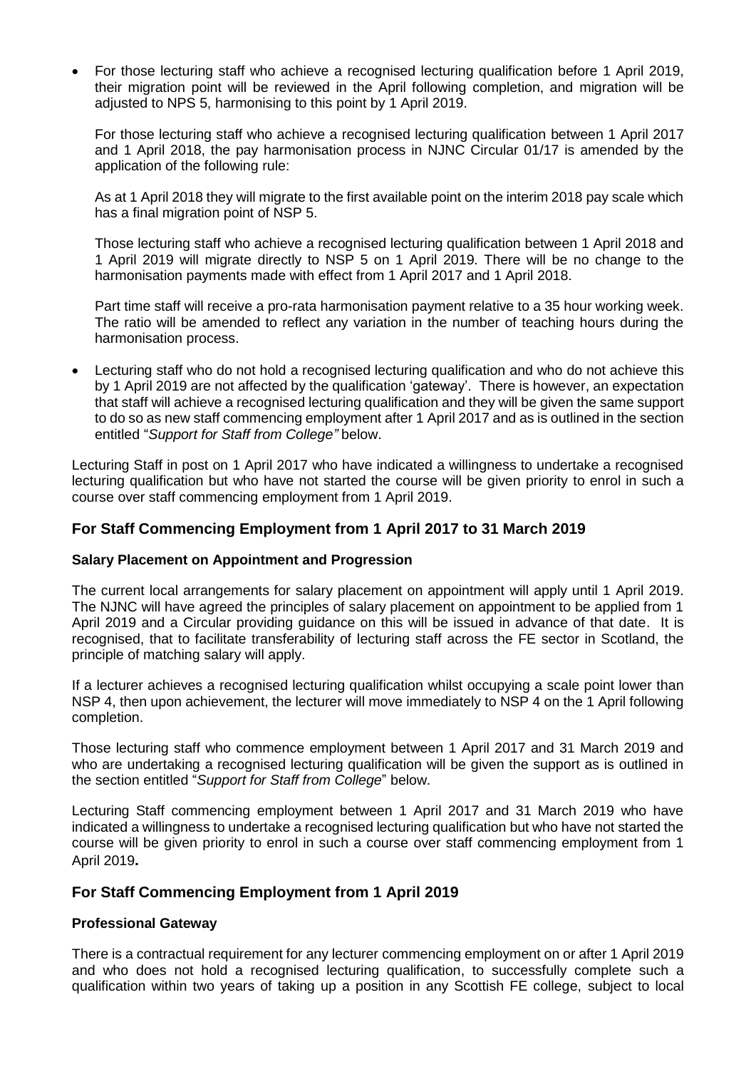- For those lecturing staff who achieve a recognised lecturing qualification before 1 April 2019, their migration point will be reviewed in the April following completion, and migration will be adjusted to NPS 5, harmonising to this point by 1 April 2019.

  For those lecturing staff who achieve a recognised lecturing qualification between 1 April 2017 and 1 April 2018, the pay harmonisation process in NJNC Circular 01/17 is amended by the application of the following rule:

  As at 1 April 2018 they will migrate to the first available point on the interim 2018 pay scale which has a final migration point of NSP 5.

  Those lecturing staff who achieve a recognised lecturing qualification between 1 April 2018 and 1 April 2019 will migrate directly to NSP 5 on 1 April 2019. There will be no change to the harmonisation payments made with effect from 1 April 2017 and 1 April 2018.

  Part time staff will receive a pro-rata harmonisation payment relative to a 35 hour working week. The ratio will be amended to reflect any variation in the number of teaching hours during the harmonisation process.

- Lecturing staff who do not hold a recognised lecturing qualification and who do not achieve this by 1 April 2019 are not affected by the qualification 'gateway'. There is however, an expectation that staff will achieve a recognised lecturing qualification and they will be given the same support to do so as new staff commencing employment after 1 April 2017 and as is outlined in the section entitled "*Support for Staff from College"* below.

Lecturing Staff in post on 1 April 2017 who have indicated a willingness to undertake a recognised lecturing qualification but who have not started the course will be given priority to enrol in such a course over staff commencing employment from 1 April 2019.

## For Staff Commencing Employment from 1 April 2017 to 31 March 2019

### Salary Placement on Appointment and Progression

The current local arrangements for salary placement on appointment will apply until 1 April 2019. The NJNC will have agreed the principles of salary placement on appointment to be applied from 1 April 2019 and a Circular providing guidance on this will be issued in advance of that date. It is recognised, that to facilitate transferability of lecturing staff across the FE sector in Scotland, the principle of matching salary will apply.

If a lecturer achieves a recognised lecturing qualification whilst occupying a scale point lower than NSP 4, then upon achievement, the lecturer will move immediately to NSP 4 on the 1 April following completion.

Those lecturing staff who commence employment between 1 April 2017 and 31 March 2019 and who are undertaking a recognised lecturing qualification will be given the support as is outlined in the section entitled "*Support for Staff from College*" below.

Lecturing Staff commencing employment between 1 April 2017 and 31 March 2019 who have indicated a willingness to undertake a recognised lecturing qualification but who have not started the course will be given priority to enrol in such a course over staff commencing employment from 1 April 2019**.**

## For Staff Commencing Employment from 1 April 2019

### Professional Gateway

There is a contractual requirement for any lecturer commencing employment on or after 1 April 2019 and who does not hold a recognised lecturing qualification, to successfully complete such a qualification within two years of taking up a position in any Scottish FE college, subject to local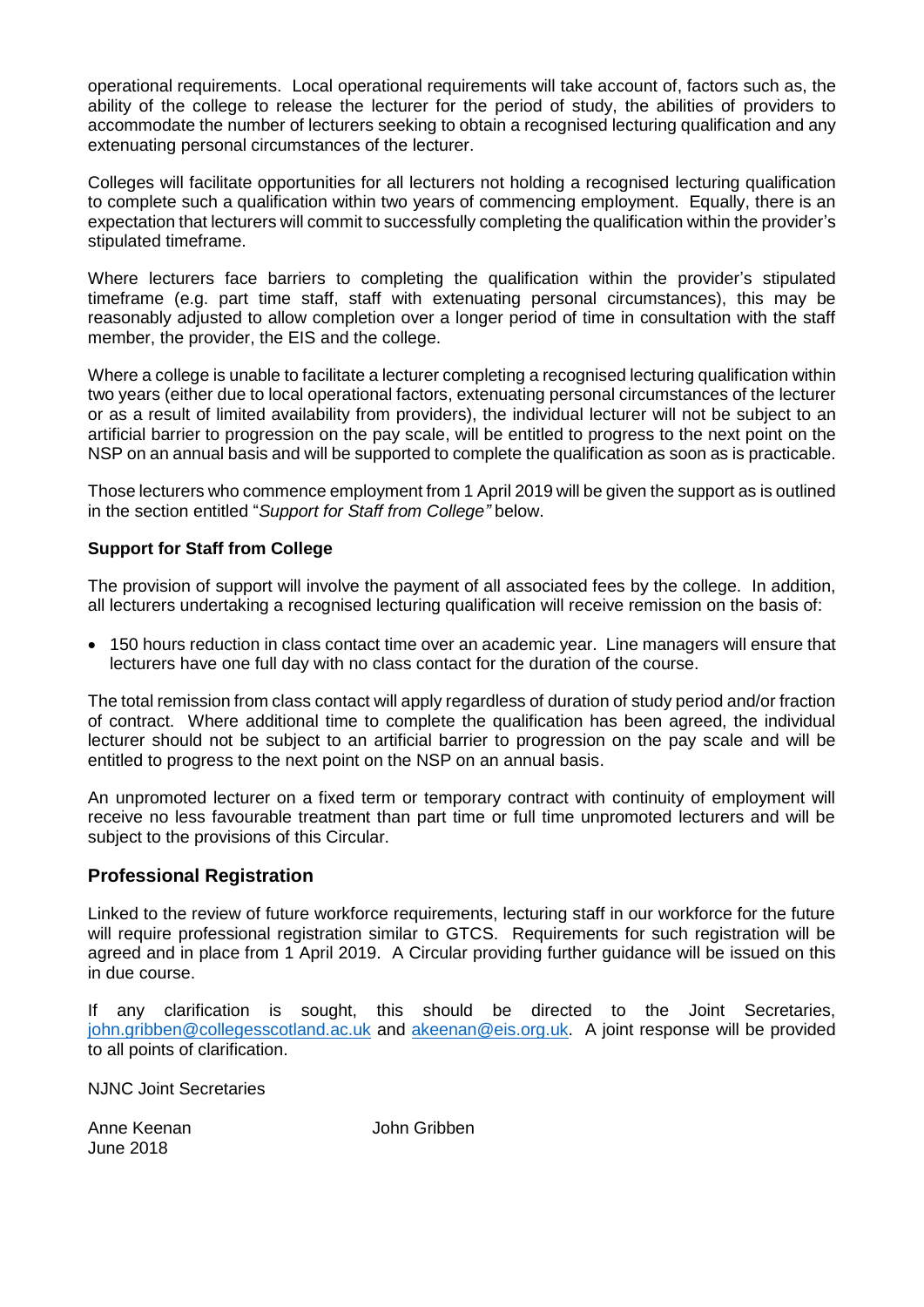operational requirements. Local operational requirements will take account of, factors such as, the ability of the college to release the lecturer for the period of study, the abilities of providers to accommodate the number of lecturers seeking to obtain a recognised lecturing qualification and any extenuating personal circumstances of the lecturer.

Colleges will facilitate opportunities for all lecturers not holding a recognised lecturing qualification to complete such a qualification within two years of commencing employment. Equally, there is an expectation that lecturers will commit to successfully completing the qualification within the provider's stipulated timeframe.

Where lecturers face barriers to completing the qualification within the provider's stipulated timeframe (e.g. part time staff, staff with extenuating personal circumstances), this may be reasonably adjusted to allow completion over a longer period of time in consultation with the staff member, the provider, the EIS and the college.

Where a college is unable to facilitate a lecturer completing a recognised lecturing qualification within two years (either due to local operational factors, extenuating personal circumstances of the lecturer or as a result of limited availability from providers), the individual lecturer will not be subject to an artificial barrier to progression on the pay scale, will be entitled to progress to the next point on the NSP on an annual basis and will be supported to complete the qualification as soon as is practicable.

Those lecturers who commence employment from 1 April 2019 will be given the support as is outlined in the section entitled "*Support for Staff from College"* below.

**Support for Staff from College**

The provision of support will involve the payment of all associated fees by the college. In addition, all lecturers undertaking a recognised lecturing qualification will receive remission on the basis of:

- 150 hours reduction in class contact time over an academic year. Line managers will ensure that lecturers have one full day with no class contact for the duration of the course.

The total remission from class contact will apply regardless of duration of study period and/or fraction of contract. Where additional time to complete the qualification has been agreed, the individual lecturer should not be subject to an artificial barrier to progression on the pay scale and will be entitled to progress to the next point on the NSP on an annual basis.

An unpromoted lecturer on a fixed term or temporary contract with continuity of employment will receive no less favourable treatment than part time or full time unpromoted lecturers and will be subject to the provisions of this Circular.

## Professional Registration

Linked to the review of future workforce requirements, lecturing staff in our workforce for the future will require professional registration similar to GTCS. Requirements for such registration will be agreed and in place from 1 April 2019. A Circular providing further guidance will be issued on this in due course.

If any clarification is sought, this should be directed to the Joint Secretaries, john.gribben@collegesscotland.ac.uk and akeenan@eis.org.uk. A joint response will be provided to all points of clarification.

NJNC Joint Secretaries

Anne Keenan John Gribben

June 2018